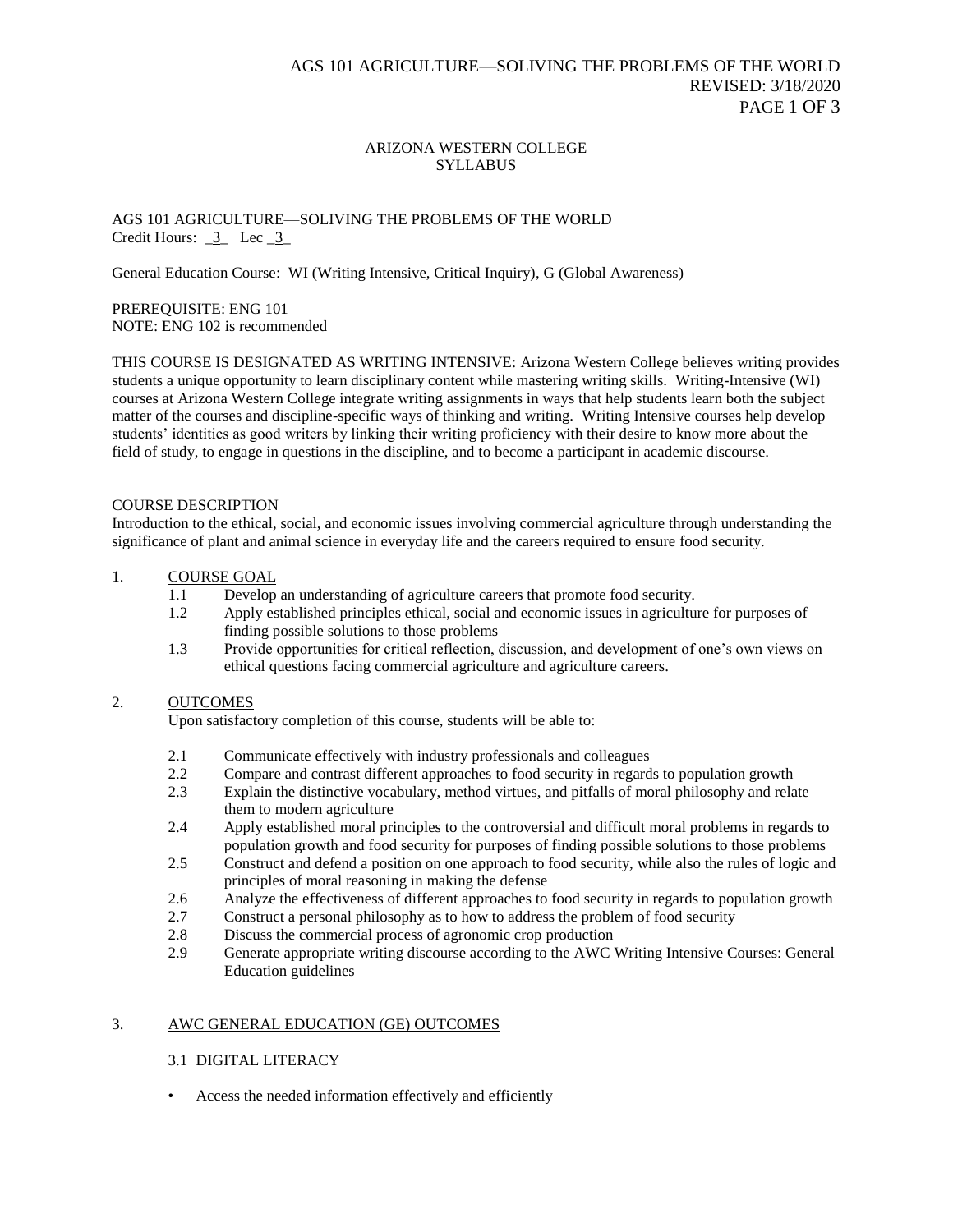ARIZONA WESTERN COLLEGE
SYLLABUS

AGS 101 AGRICULTURE—SOLIVING THE PROBLEMS OF THE WORLD
Credit Hours: _3_ Lec _3_

General Education Course: WI (Writing Intensive, Critical Inquiry), G (Global Awareness)

PREREQUISITE: ENG 101
NOTE: ENG 102 is recommended

THIS COURSE IS DESIGNATED AS WRITING INTENSIVE: Arizona Western College believes writing provides students a unique opportunity to learn disciplinary content while mastering writing skills. Writing-Intensive (WI) courses at Arizona Western College integrate writing assignments in ways that help students learn both the subject matter of the courses and discipline-specific ways of thinking and writing. Writing Intensive courses help develop students' identities as good writers by linking their writing proficiency with their desire to know more about the field of study, to engage in questions in the discipline, and to become a participant in academic discourse.

## COURSE DESCRIPTION

Introduction to the ethical, social, and economic issues involving commercial agriculture through understanding the significance of plant and animal science in everyday life and the careers required to ensure food security.

## 1. COURSE GOAL

1.1 Develop an understanding of agriculture careers that promote food security.

1.2 Apply established principles ethical, social and economic issues in agriculture for purposes of finding possible solutions to those problems

1.3 Provide opportunities for critical reflection, discussion, and development of one's own views on ethical questions facing commercial agriculture and agriculture careers.

## 2. OUTCOMES

Upon satisfactory completion of this course, students will be able to:

2.1 Communicate effectively with industry professionals and colleagues

2.2 Compare and contrast different approaches to food security in regards to population growth

2.3 Explain the distinctive vocabulary, method virtues, and pitfalls of moral philosophy and relate them to modern agriculture

2.4 Apply established moral principles to the controversial and difficult moral problems in regards to population growth and food security for purposes of finding possible solutions to those problems

2.5 Construct and defend a position on one approach to food security, while also the rules of logic and principles of moral reasoning in making the defense

2.6 Analyze the effectiveness of different approaches to food security in regards to population growth

2.7 Construct a personal philosophy as to how to address the problem of food security

2.8 Discuss the commercial process of agronomic crop production

2.9 Generate appropriate writing discourse according to the AWC Writing Intensive Courses: General Education guidelines

## 3. AWC GENERAL EDUCATION (GE) OUTCOMES

### 3.1 DIGITAL LITERACY

- Access the needed information effectively and efficiently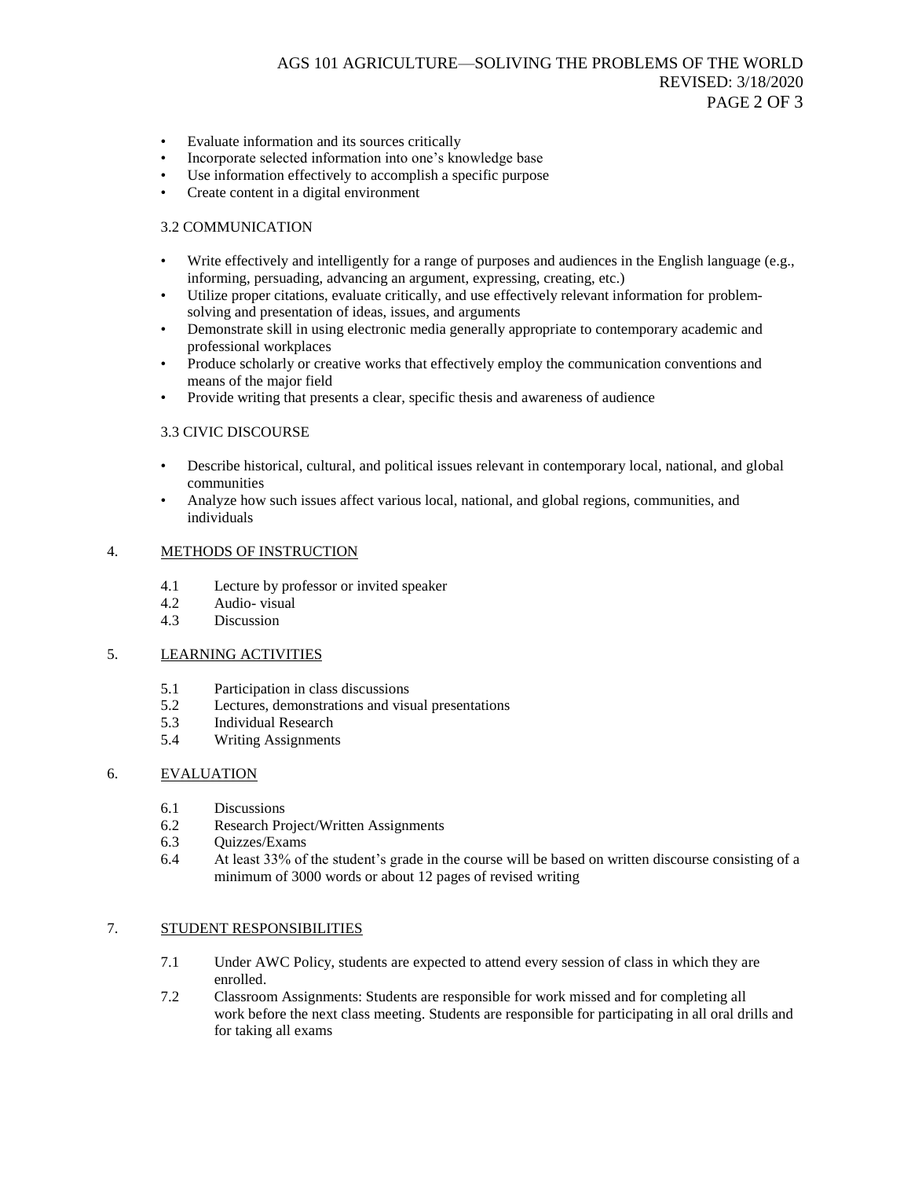- Evaluate information and its sources critically
- Incorporate selected information into one's knowledge base
- Use information effectively to accomplish a specific purpose
- Create content in a digital environment

3.2 COMMUNICATION

- Write effectively and intelligently for a range of purposes and audiences in the English language (e.g., informing, persuading, advancing an argument, expressing, creating, etc.)
- Utilize proper citations, evaluate critically, and use effectively relevant information for problem-solving and presentation of ideas, issues, and arguments
- Demonstrate skill in using electronic media generally appropriate to contemporary academic and professional workplaces
- Produce scholarly or creative works that effectively employ the communication conventions and means of the major field
- Provide writing that presents a clear, specific thesis and awareness of audience

3.3 CIVIC DISCOURSE

- Describe historical, cultural, and political issues relevant in contemporary local, national, and global communities
- Analyze how such issues affect various local, national, and global regions, communities, and individuals

## 4. METHODS OF INSTRUCTION

4.1 Lecture by professor or invited speaker
4.2 Audio- visual
4.3 Discussion

## 5. LEARNING ACTIVITIES

5.1 Participation in class discussions
5.2 Lectures, demonstrations and visual presentations
5.3 Individual Research
5.4 Writing Assignments

## 6. EVALUATION

6.1 Discussions
6.2 Research Project/Written Assignments
6.3 Quizzes/Exams
6.4 At least 33% of the student's grade in the course will be based on written discourse consisting of a minimum of 3000 words or about 12 pages of revised writing

## 7. STUDENT RESPONSIBILITIES

7.1 Under AWC Policy, students are expected to attend every session of class in which they are enrolled.
7.2 Classroom Assignments: Students are responsible for work missed and for completing all work before the next class meeting. Students are responsible for participating in all oral drills and for taking all exams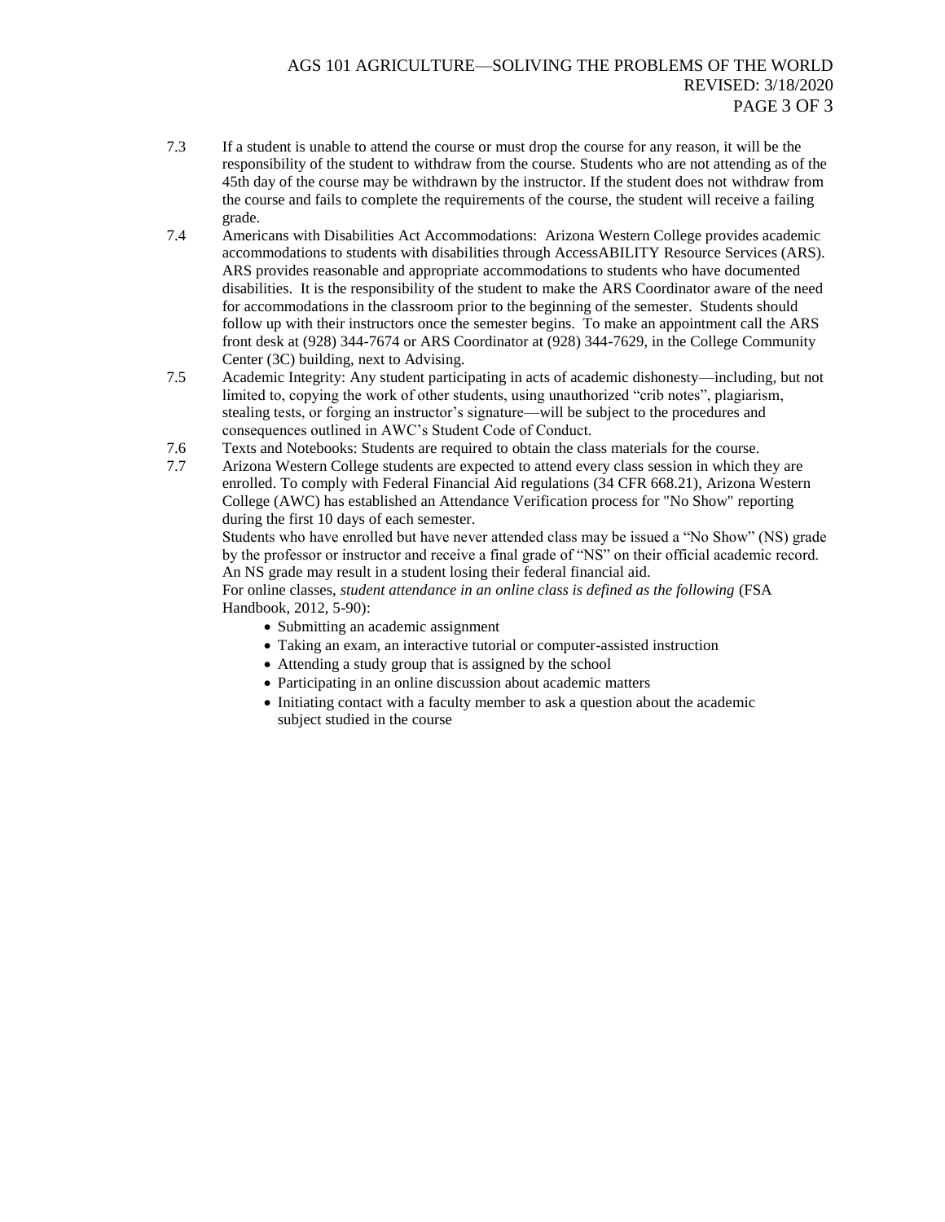7.3 If a student is unable to attend the course or must drop the course for any reason, it will be the responsibility of the student to withdraw from the course. Students who are not attending as of the 45th day of the course may be withdrawn by the instructor. If the student does not withdraw from the course and fails to complete the requirements of the course, the student will receive a failing grade.

7.4 Americans with Disabilities Act Accommodations: Arizona Western College provides academic accommodations to students with disabilities through AccessABILITY Resource Services (ARS). ARS provides reasonable and appropriate accommodations to students who have documented disabilities. It is the responsibility of the student to make the ARS Coordinator aware of the need for accommodations in the classroom prior to the beginning of the semester. Students should follow up with their instructors once the semester begins. To make an appointment call the ARS front desk at (928) 344-7674 or ARS Coordinator at (928) 344-7629, in the College Community Center (3C) building, next to Advising.

7.5 Academic Integrity: Any student participating in acts of academic dishonesty—including, but not limited to, copying the work of other students, using unauthorized "crib notes", plagiarism, stealing tests, or forging an instructor's signature—will be subject to the procedures and consequences outlined in AWC's Student Code of Conduct.

7.6 Texts and Notebooks: Students are required to obtain the class materials for the course.

7.7 Arizona Western College students are expected to attend every class session in which they are enrolled. To comply with Federal Financial Aid regulations (34 CFR 668.21), Arizona Western College (AWC) has established an Attendance Verification process for "No Show" reporting during the first 10 days of each semester.

Students who have enrolled but have never attended class may be issued a "No Show" (NS) grade by the professor or instructor and receive a final grade of "NS" on their official academic record. An NS grade may result in a student losing their federal financial aid.

For online classes, *student attendance in an online class is defined as the following* (FSA Handbook, 2012, 5-90):

- Submitting an academic assignment
- Taking an exam, an interactive tutorial or computer-assisted instruction
- Attending a study group that is assigned by the school
- Participating in an online discussion about academic matters
- Initiating contact with a faculty member to ask a question about the academic subject studied in the course